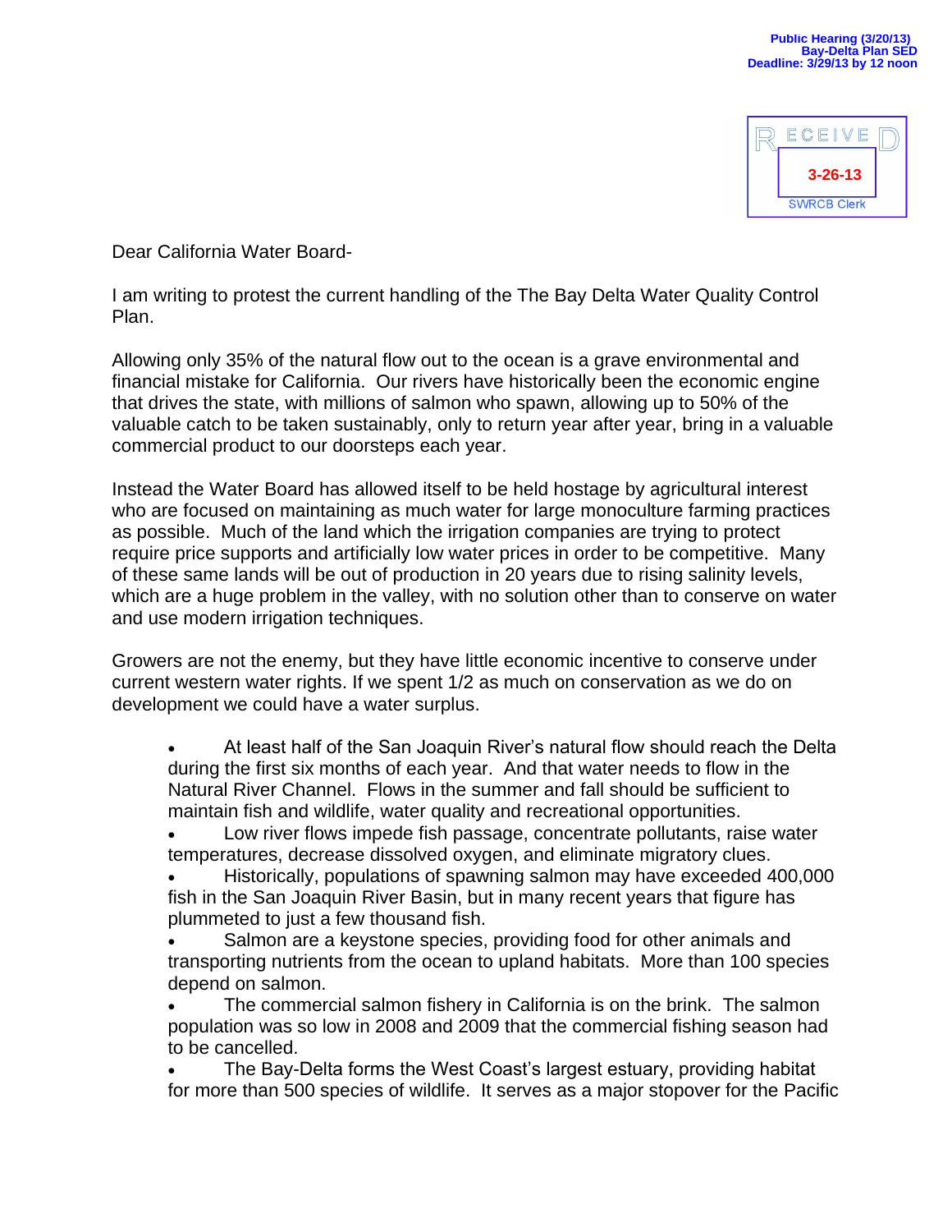Public Hearing (3/20/13)
Bay-Delta Plan SED
Deadline: 3/29/13 by 12 noon

RECEIVED
3-26-13
SWRCB Clerk

Dear California Water Board-

I am writing to protest the current handling of the The Bay Delta Water Quality Control Plan.

Allowing only 35% of the natural flow out to the ocean is a grave environmental and financial mistake for California. Our rivers have historically been the economic engine that drives the state, with millions of salmon who spawn, allowing up to 50% of the valuable catch to be taken sustainably, only to return year after year, bring in a valuable commercial product to our doorsteps each year.

Instead the Water Board has allowed itself to be held hostage by agricultural interest who are focused on maintaining as much water for large monoculture farming practices as possible. Much of the land which the irrigation companies are trying to protect require price supports and artificially low water prices in order to be competitive. Many of these same lands will be out of production in 20 years due to rising salinity levels, which are a huge problem in the valley, with no solution other than to conserve on water and use modern irrigation techniques.

Growers are not the enemy, but they have little economic incentive to conserve under current western water rights. If we spent 1/2 as much on conservation as we do on development we could have a water surplus.

- At least half of the San Joaquin River's natural flow should reach the Delta during the first six months of each year. And that water needs to flow in the Natural River Channel. Flows in the summer and fall should be sufficient to maintain fish and wildlife, water quality and recreational opportunities.
- Low river flows impede fish passage, concentrate pollutants, raise water temperatures, decrease dissolved oxygen, and eliminate migratory clues.
- Historically, populations of spawning salmon may have exceeded 400,000 fish in the San Joaquin River Basin, but in many recent years that figure has plummeted to just a few thousand fish.
- Salmon are a keystone species, providing food for other animals and transporting nutrients from the ocean to upland habitats. More than 100 species depend on salmon.
- The commercial salmon fishery in California is on the brink. The salmon population was so low in 2008 and 2009 that the commercial fishing season had to be cancelled.
- The Bay-Delta forms the West Coast's largest estuary, providing habitat for more than 500 species of wildlife. It serves as a major stopover for the Pacific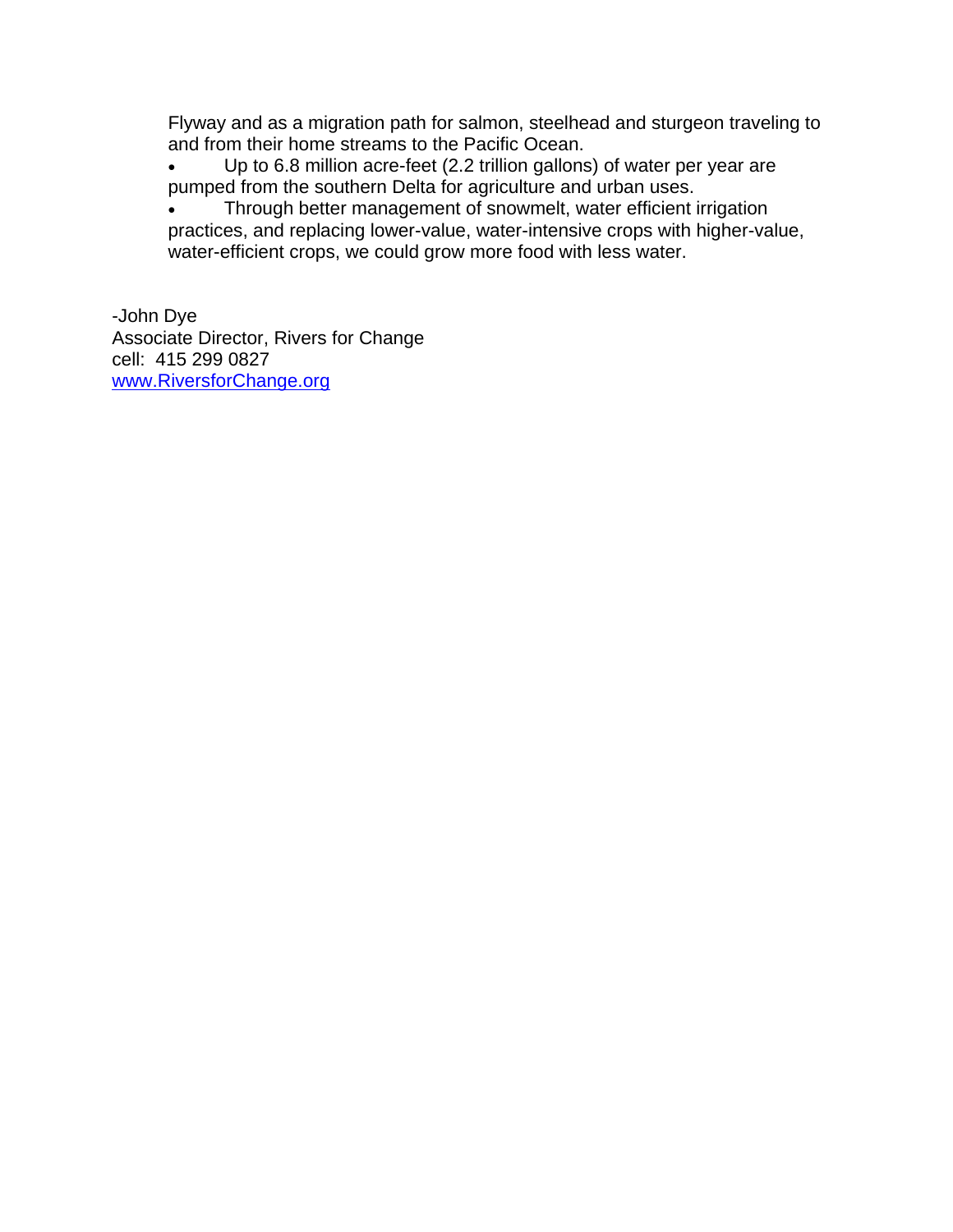Flyway and as a migration path for salmon, steelhead and sturgeon traveling to and from their home streams to the Pacific Ocean.

- Up to 6.8 million acre-feet (2.2 trillion gallons) of water per year are pumped from the southern Delta for agriculture and urban uses.
- Through better management of snowmelt, water efficient irrigation practices, and replacing lower-value, water-intensive crops with higher-value, water-efficient crops, we could grow more food with less water.

-John Dye
Associate Director, Rivers for Change
cell: 415 299 0827
www.RiversforChange.org